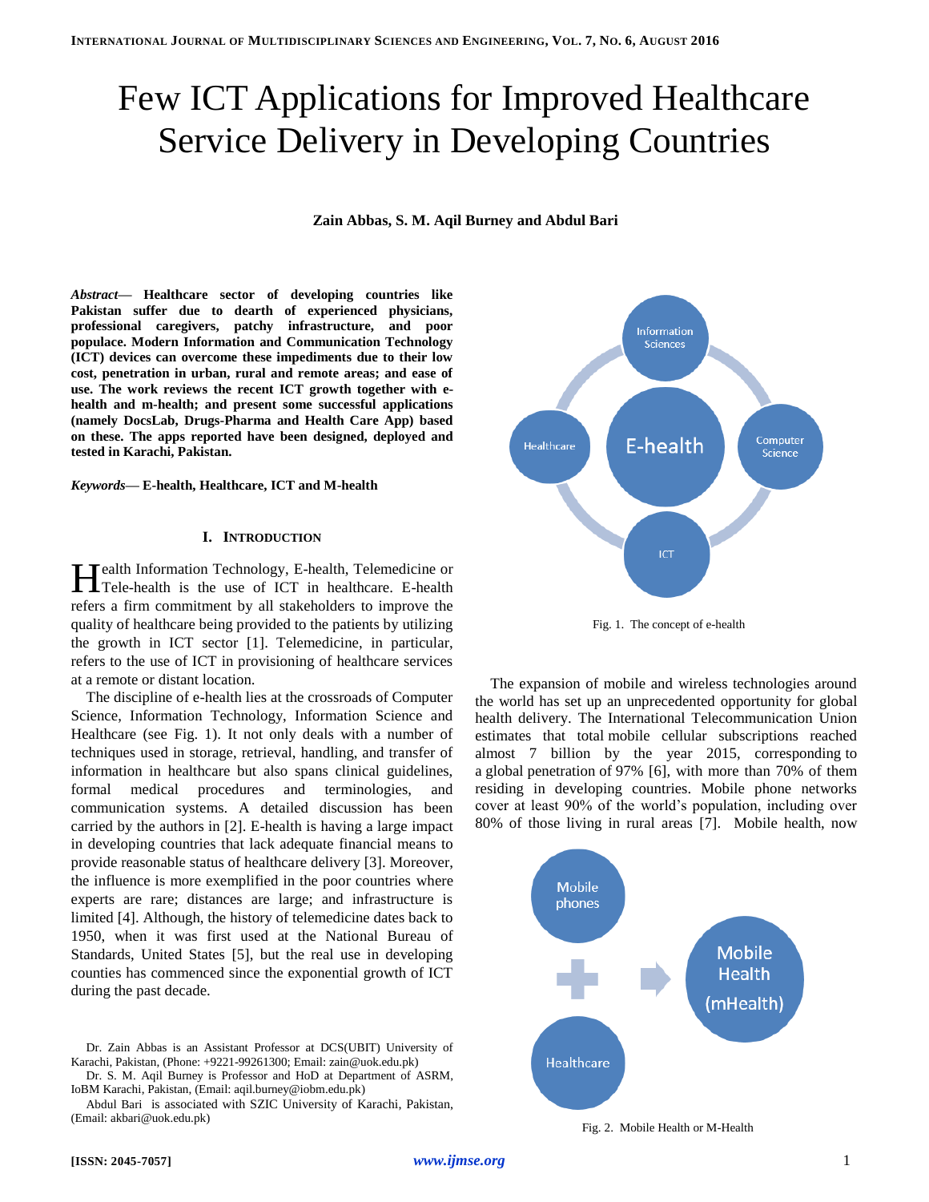# Few ICT Applications for Improved Healthcare Service Delivery in Developing Countries

**Zain Abbas, S. M. Aqil Burney and Abdul Bari**

***Abstract*— Healthcare sector of developing countries like Pakistan suffer due to dearth of experienced physicians, professional caregivers, patchy infrastructure, and poor populace. Modern Information and Communication Technology (ICT) devices can overcome these impediments due to their low cost, penetration in urban, rural and remote areas; and ease of use. The work reviews the recent ICT growth together with e-health and m-health; and present some successful applications (namely DocsLab, Drugs-Pharma and Health Care App) based on these. The apps reported have been designed, deployed and tested in Karachi, Pakistan.**

***Keywords*— E-health, Healthcare, ICT and M-health**

## I. Introduction

Health Information Technology, E-health, Telemedicine or Tele-health is the use of ICT in healthcare. E-health refers a firm commitment by all stakeholders to improve the quality of healthcare being provided to the patients by utilizing the growth in ICT sector [1]. Telemedicine, in particular, refers to the use of ICT in provisioning of healthcare services at a remote or distant location.

The discipline of e-health lies at the crossroads of Computer Science, Information Technology, Information Science and Healthcare (see Fig. 1). It not only deals with a number of techniques used in storage, retrieval, handling, and transfer of information in healthcare but also spans clinical guidelines, formal medical procedures and terminologies, and communication systems. A detailed discussion has been carried by the authors in [2]. E-health is having a large impact in developing countries that lack adequate financial means to provide reasonable status of healthcare delivery [3]. Moreover, the influence is more exemplified in the poor countries where experts are rare; distances are large; and infrastructure is limited [4]. Although, the history of telemedicine dates back to 1950, when it was first used at the National Bureau of Standards, United States [5], but the real use in developing counties has commenced since the exponential growth of ICT during the past decade.

Dr. Zain Abbas is an Assistant Professor at DCS(UBIT) University of Karachi, Pakistan, (Phone: +9221-99261300; Email: zain@uok.edu.pk)

Dr. S. M. Aqil Burney is Professor and HoD at Department of ASRM, IoBM Karachi, Pakistan, (Email: aqil.burney@iobm.edu.pk)

Abdul Bari is associated with SZIC University of Karachi, Pakistan, (Email: akbari@uok.edu.pk)

Information Sciences — Healthcare — E-health — Computer Science — ICT

Fig. 1. The concept of e-health

The expansion of mobile and wireless technologies around the world has set up an unprecedented opportunity for global health delivery. The International Telecommunication Union estimates that total mobile cellular subscriptions reached almost 7 billion by the year 2015, corresponding to a global penetration of 97% [6], with more than 70% of them residing in developing countries. Mobile phone networks cover at least 90% of the world's population, including over 80% of those living in rural areas [7]. Mobile health, now

Mobile phones + Healthcare → Mobile Health (mHealth)

Fig. 2. Mobile Health or M-Health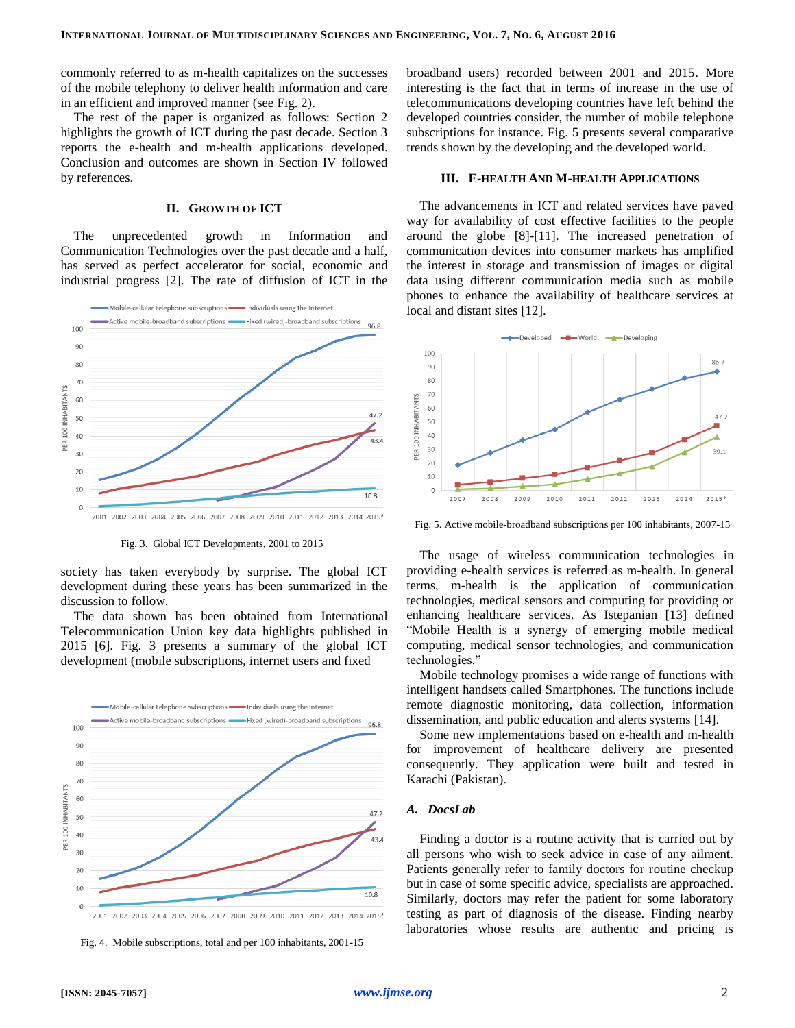commonly referred to as m-health capitalizes on the successes of the mobile telephony to deliver health information and care in an efficient and improved manner (see Fig. 2).

The rest of the paper is organized as follows: Section 2 highlights the growth of ICT during the past decade. Section 3 reports the e-health and m-health applications developed. Conclusion and outcomes are shown in Section IV followed by references.

## II. Growth of ICT

The unprecedented growth in Information and Communication Technologies over the past decade and a half, has served as perfect accelerator for social, economic and industrial progress [2]. The rate of diffusion of ICT in the society has taken everybody by surprise. The global ICT development during these years has been summarized in the discussion to follow.

Fig. 3. Global ICT Developments, 2001 to 2015

The data shown has been obtained from International Telecommunication Union key data highlights published in 2015 [6]. Fig. 3 presents a summary of the global ICT development (mobile subscriptions, internet users and fixed broadband users) recorded between 2001 and 2015. More interesting is the fact that in terms of increase in the use of telecommunications developing countries have left behind the developed countries consider, the number of mobile telephone subscriptions for instance. Fig. 5 presents several comparative trends shown by the developing and the developed world.

Fig. 4. Mobile subscriptions, total and per 100 inhabitants, 2001-15

## III. E-health and M-health Applications

The advancements in ICT and related services have paved way for availability of cost effective facilities to the people around the globe [8]-[11]. The increased penetration of communication devices into consumer markets has amplified the interest in storage and transmission of images or digital data using different communication media such as mobile phones to enhance the availability of healthcare services at local and distant sites [12].

Fig. 5. Active mobile-broadband subscriptions per 100 inhabitants, 2007-15

The usage of wireless communication technologies in providing e-health services is referred as m-health. In general terms, m-health is the application of communication technologies, medical sensors and computing for providing or enhancing healthcare services. As Istepanian [13] defined "Mobile Health is a synergy of emerging mobile medical computing, medical sensor technologies, and communication technologies."

Mobile technology promises a wide range of functions with intelligent handsets called Smartphones. The functions include remote diagnostic monitoring, data collection, information dissemination, and public education and alerts systems [14].

Some new implementations based on e-health and m-health for improvement of healthcare delivery are presented consequently. They application were built and tested in Karachi (Pakistan).

### A. *DocsLab*

Finding a doctor is a routine activity that is carried out by all persons who wish to seek advice in case of any ailment. Patients generally refer to family doctors for routine checkup but in case of some specific advice, specialists are approached. Similarly, doctors may refer the patient for some laboratory testing as part of diagnosis of the disease. Finding nearby laboratories whose results are authentic and pricing is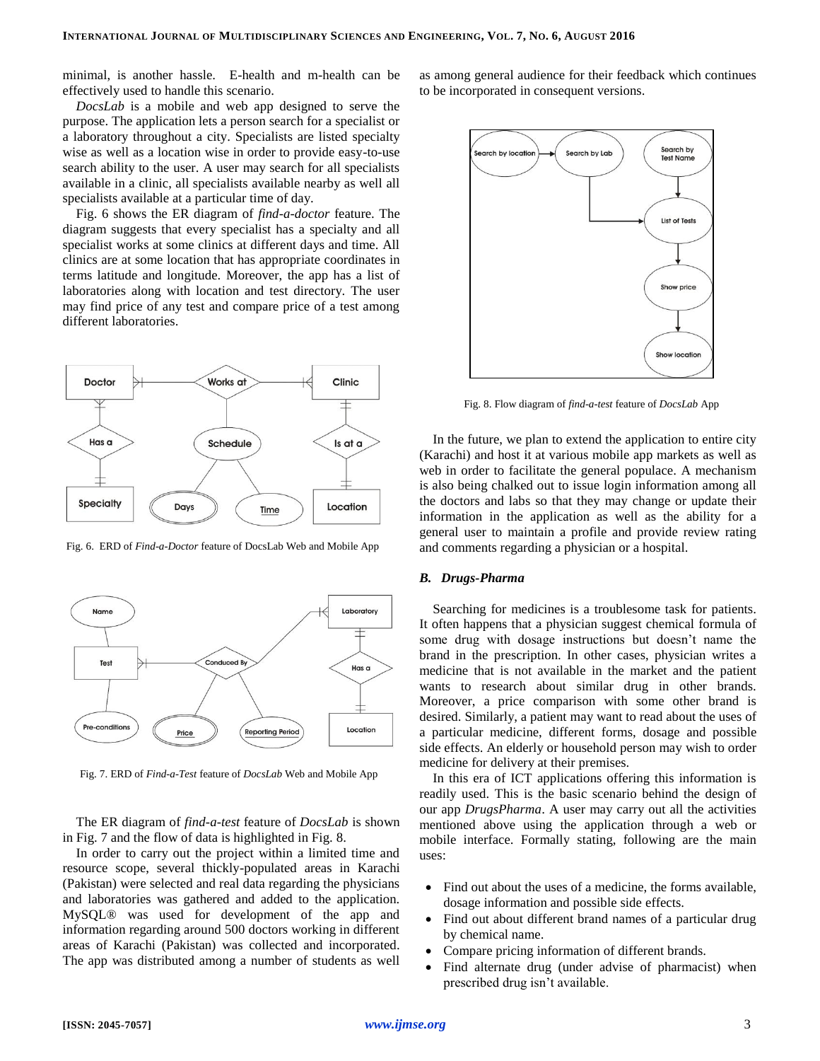minimal, is another hassle. E-health and m-health can be effectively used to handle this scenario.

*DocsLab* is a mobile and web app designed to serve the purpose. The application lets a person search for a specialist or a laboratory throughout a city. Specialists are listed specialty wise as well as a location wise in order to provide easy-to-use search ability to the user. A user may search for all specialists available in a clinic, all specialists available nearby as well all specialists available at a particular time of day.

Fig. 6 shows the ER diagram of *find-a-doctor* feature. The diagram suggests that every specialist has a specialty and all specialist works at some clinics at different days and time. All clinics are at some location that has appropriate coordinates in terms latitude and longitude. Moreover, the app has a list of laboratories along with location and test directory. The user may find price of any test and compare price of a test among different laboratories.

Fig. 6. ERD of *Find-a-Doctor* feature of DocsLab Web and Mobile App

Fig. 7. ERD of *Find-a-Test* feature of *DocsLab* Web and Mobile App

The ER diagram of *find-a-test* feature of *DocsLab* is shown in Fig. 7 and the flow of data is highlighted in Fig. 8.

In order to carry out the project within a limited time and resource scope, several thickly-populated areas in Karachi (Pakistan) were selected and real data regarding the physicians and laboratories was gathered and added to the application. MySQL® was used for development of the app and information regarding around 500 doctors working in different areas of Karachi (Pakistan) was collected and incorporated. The app was distributed among a number of students as well as among general audience for their feedback which continues to be incorporated in consequent versions.

Fig. 8. Flow diagram of *find-a-test* feature of *DocsLab* App

In the future, we plan to extend the application to entire city (Karachi) and host it at various mobile app markets as well as web in order to facilitate the general populace. A mechanism is also being chalked out to issue login information among all the doctors and labs so that they may change or update their information in the application as well as the ability for a general user to maintain a profile and provide review rating and comments regarding a physician or a hospital.

### *B. Drugs-Pharma*

Searching for medicines is a troublesome task for patients. It often happens that a physician suggest chemical formula of some drug with dosage instructions but doesn't name the brand in the prescription. In other cases, physician writes a medicine that is not available in the market and the patient wants to research about similar drug in other brands. Moreover, a price comparison with some other brand is desired. Similarly, a patient may want to read about the uses of a particular medicine, different forms, dosage and possible side effects. An elderly or household person may wish to order medicine for delivery at their premises.

In this era of ICT applications offering this information is readily used. This is the basic scenario behind the design of our app *DrugsPharma*. A user may carry out all the activities mentioned above using the application through a web or mobile interface. Formally stating, following are the main uses:

- Find out about the uses of a medicine, the forms available, dosage information and possible side effects.
- Find out about different brand names of a particular drug by chemical name.
- Compare pricing information of different brands.
- Find alternate drug (under advise of pharmacist) when prescribed drug isn't available.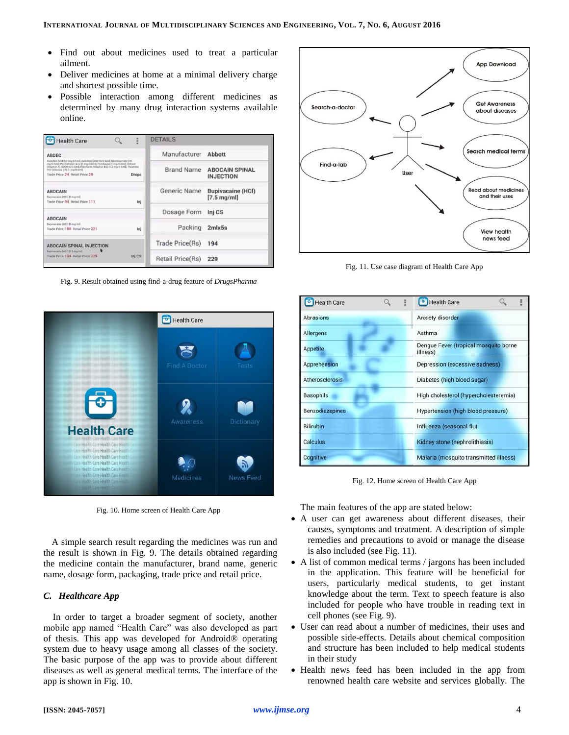- Find out about medicines used to treat a particular ailment.
- Deliver medicines at home at a minimal delivery charge and shortest possible time.
- Possible interaction among different medicines as determined by many drug interaction systems available online.

Fig. 9. Result obtained using find-a-drug feature of *DrugsPharma*

Fig. 10. Home screen of Health Care App

A simple search result regarding the medicines was run and the result is shown in Fig. 9. The details obtained regarding the medicine contain the manufacturer, brand name, generic name, dosage form, packaging, trade price and retail price.

### *C. Healthcare App*

In order to target a broader segment of society, another mobile app named "Health Care" was also developed as part of thesis. This app was developed for Android® operating system due to heavy usage among all classes of the society. The basic purpose of the app was to provide about different diseases as well as general medical terms. The interface of the app is shown in Fig. 10.

Fig. 11. Use case diagram of Health Care App

Fig. 12. Home screen of Health Care App

The main features of the app are stated below:

- A user can get awareness about different diseases, their causes, symptoms and treatment. A description of simple remedies and precautions to avoid or manage the disease is also included (see Fig. 11).
- A list of common medical terms / jargons has been included in the application. This feature will be beneficial for users, particularly medical students, to get instant knowledge about the term. Text to speech feature is also included for people who have trouble in reading text in cell phones (see Fig. 9).
- User can read about a number of medicines, their uses and possible side-effects. Details about chemical composition and structure has been included to help medical students in their study
- Health news feed has been included in the app from renowned health care website and services globally. The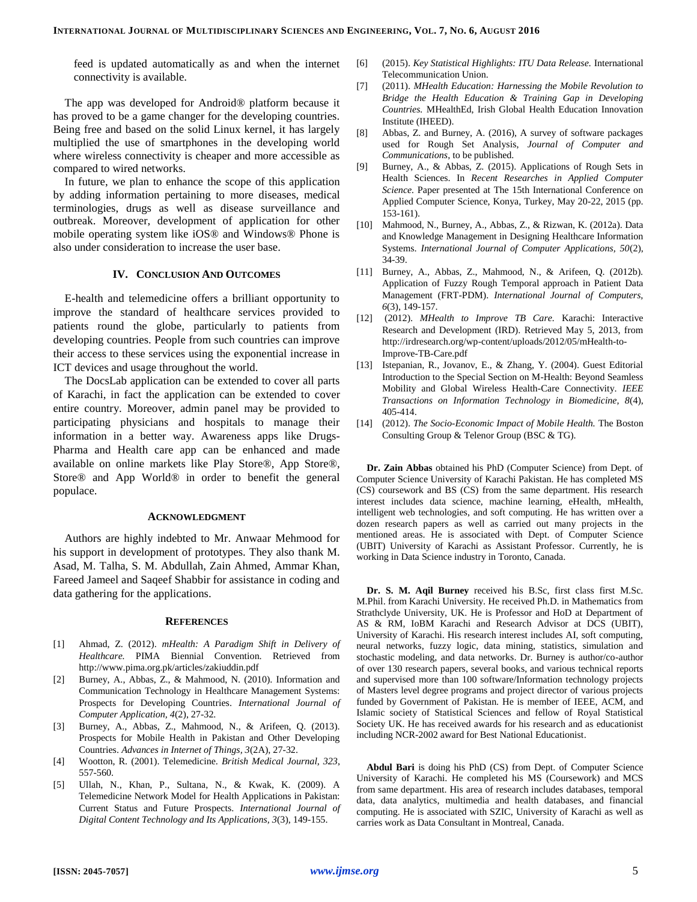feed is updated automatically as and when the internet connectivity is available.

The app was developed for Android® platform because it has proved to be a game changer for the developing countries. Being free and based on the solid Linux kernel, it has largely multiplied the use of smartphones in the developing world where wireless connectivity is cheaper and more accessible as compared to wired networks.

In future, we plan to enhance the scope of this application by adding information pertaining to more diseases, medical terminologies, drugs as well as disease surveillance and outbreak. Moreover, development of application for other mobile operating system like iOS® and Windows® Phone is also under consideration to increase the user base.

## IV. Conclusion And Outcomes

E-health and telemedicine offers a brilliant opportunity to improve the standard of healthcare services provided to patients round the globe, particularly to patients from developing countries. People from such countries can improve their access to these services using the exponential increase in ICT devices and usage throughout the world.

The DocsLab application can be extended to cover all parts of Karachi, in fact the application can be extended to cover entire country. Moreover, admin panel may be provided to participating physicians and hospitals to manage their information in a better way. Awareness apps like Drugs-Pharma and Health care app can be enhanced and made available on online markets like Play Store®, App Store®, Store® and App World® in order to benefit the general populace.

## Acknowledgment

Authors are highly indebted to Mr. Anwaar Mehmood for his support in development of prototypes. They also thank M. Asad, M. Talha, S. M. Abdullah, Zain Ahmed, Ammar Khan, Fareed Jameel and Saqeef Shabbir for assistance in coding and data gathering for the applications.

## References

[1] Ahmad, Z. (2012). *mHealth: A Paradigm Shift in Delivery of Healthcare.* PIMA Biennial Convention. Retrieved from http://www.pima.org.pk/articles/zakiuddin.pdf

[2] Burney, A., Abbas, Z., & Mahmood, N. (2010). Information and Communication Technology in Healthcare Management Systems: Prospects for Developing Countries. *International Journal of Computer Application, 4*(2), 27-32.

[3] Burney, A., Abbas, Z., Mahmood, N., & Arifeen, Q. (2013). Prospects for Mobile Health in Pakistan and Other Developing Countries. *Advances in Internet of Things, 3*(2A), 27-32.

[4] Wootton, R. (2001). Telemedicine. *British Medical Journal, 323*, 557-560.

[5] Ullah, N., Khan, P., Sultana, N., & Kwak, K. (2009). A Telemedicine Network Model for Health Applications in Pakistan: Current Status and Future Prospects. *International Journal of Digital Content Technology and Its Applications, 3*(3), 149-155.

[6] (2015). *Key Statistical Highlights: ITU Data Release.* International Telecommunication Union.

[7] (2011). *MHealth Education: Harnessing the Mobile Revolution to Bridge the Health Education & Training Gap in Developing Countries.* MHealthEd, Irish Global Health Education Innovation Institute (IHEED).

[8] Abbas, Z. and Burney, A. (2016), A survey of software packages used for Rough Set Analysis, *Journal of Computer and Communications*, to be published.

[9] Burney, A., & Abbas, Z. (2015). Applications of Rough Sets in Health Sciences. In *Recent Researches in Applied Computer Science.* Paper presented at The 15th International Conference on Applied Computer Science, Konya, Turkey, May 20-22, 2015 (pp. 153-161).

[10] Mahmood, N., Burney, A., Abbas, Z., & Rizwan, K. (2012a). Data and Knowledge Management in Designing Healthcare Information Systems. *International Journal of Computer Applications, 50*(2), 34-39.

[11] Burney, A., Abbas, Z., Mahmood, N., & Arifeen, Q. (2012b). Application of Fuzzy Rough Temporal approach in Patient Data Management (FRT-PDM). *International Journal of Computers, 6*(3), 149-157.

[12] (2012). *MHealth to Improve TB Care.* Karachi: Interactive Research and Development (IRD). Retrieved May 5, 2013, from http://irdresearch.org/wp-content/uploads/2012/05/mHealth-to-Improve-TB-Care.pdf

[13] Istepanian, R., Jovanov, E., & Zhang, Y. (2004). Guest Editorial Introduction to the Special Section on M-Health: Beyond Seamless Mobility and Global Wireless Health-Care Connectivity. *IEEE Transactions on Information Technology in Biomedicine, 8*(4), 405-414.

[14] (2012). *The Socio-Economic Impact of Mobile Health.* The Boston Consulting Group & Telenor Group (BSC & TG).

**Dr. Zain Abbas** obtained his PhD (Computer Science) from Dept. of Computer Science University of Karachi Pakistan. He has completed MS (CS) coursework and BS (CS) from the same department. His research interest includes data science, machine learning, eHealth, mHealth, intelligent web technologies, and soft computing. He has written over a dozen research papers as well as carried out many projects in the mentioned areas. He is associated with Dept. of Computer Science (UBIT) University of Karachi as Assistant Professor. Currently, he is working in Data Science industry in Toronto, Canada.

**Dr. S. M. Aqil Burney** received his B.Sc, first class first M.Sc. M.Phil. from Karachi University. He received Ph.D. in Mathematics from Strathclyde University, UK. He is Professor and HoD at Department of AS & RM, IoBM Karachi and Research Advisor at DCS (UBIT), University of Karachi. His research interest includes AI, soft computing, neural networks, fuzzy logic, data mining, statistics, simulation and stochastic modeling, and data networks. Dr. Burney is author/co-author of over 130 research papers, several books, and various technical reports and supervised more than 100 software/Information technology projects of Masters level degree programs and project director of various projects funded by Government of Pakistan. He is member of IEEE, ACM, and Islamic society of Statistical Sciences and fellow of Royal Statistical Society UK. He has received awards for his research and as educationist including NCR-2002 award for Best National Educationist.

**Abdul Bari** is doing his PhD (CS) from Dept. of Computer Science University of Karachi. He completed his MS (Coursework) and MCS from same department. His area of research includes databases, temporal data, data analytics, multimedia and health databases, and financial computing. He is associated with SZIC, University of Karachi as well as carries work as Data Consultant in Montreal, Canada.